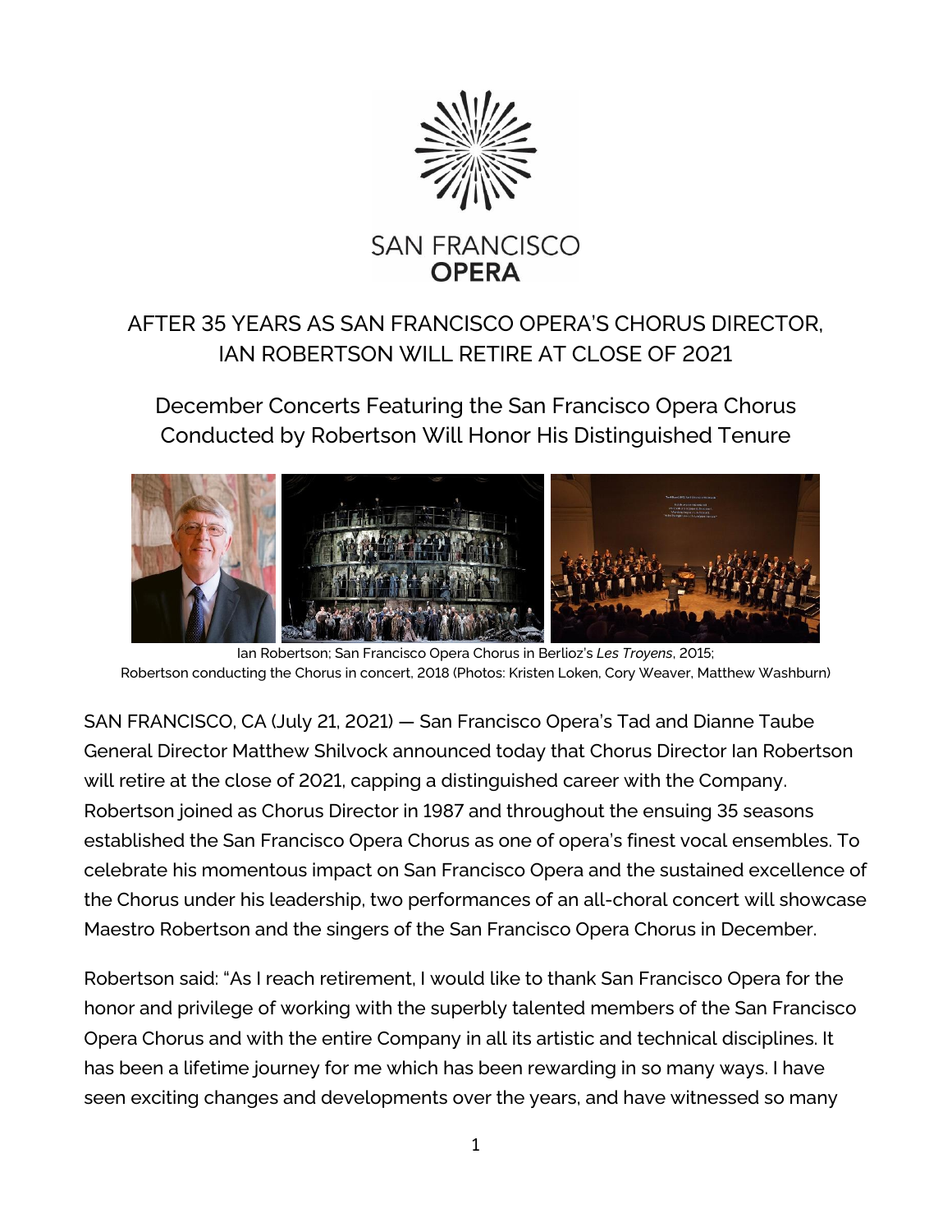# AFTER 35 YEARS AS SAN FRANCISCO OPERA'S CHORUS DIRECTOR, IAN ROBERTSON WILL RETIRE AT CLOSE OF 2021

## December Concerts Featuring the San Francisco Opera Chorus Conducted by Robertson Will Honor His Distinguished Tenure

Ian Robertson; San Francisco Opera Chorus in Berlioz's *Les Troyens*, 2015; Robertson conducting the Chorus in concert, 2018 (Photos: Kristen Loken, Cory Weaver, Matthew Washburn)

SAN FRANCISCO, CA (July 21, 2021) — San Francisco Opera's Tad and Dianne Taube General Director Matthew Shilvock announced today that Chorus Director Ian Robertson will retire at the close of 2021, capping a distinguished career with the Company. Robertson joined as Chorus Director in 1987 and throughout the ensuing 35 seasons established the San Francisco Opera Chorus as one of opera's finest vocal ensembles. To celebrate his momentous impact on San Francisco Opera and the sustained excellence of the Chorus under his leadership, two performances of an all-choral concert will showcase Maestro Robertson and the singers of the San Francisco Opera Chorus in December.

Robertson said: "As I reach retirement, I would like to thank San Francisco Opera for the honor and privilege of working with the superbly talented members of the San Francisco Opera Chorus and with the entire Company in all its artistic and technical disciplines. It has been a lifetime journey for me which has been rewarding in so many ways. I have seen exciting changes and developments over the years, and have witnessed so many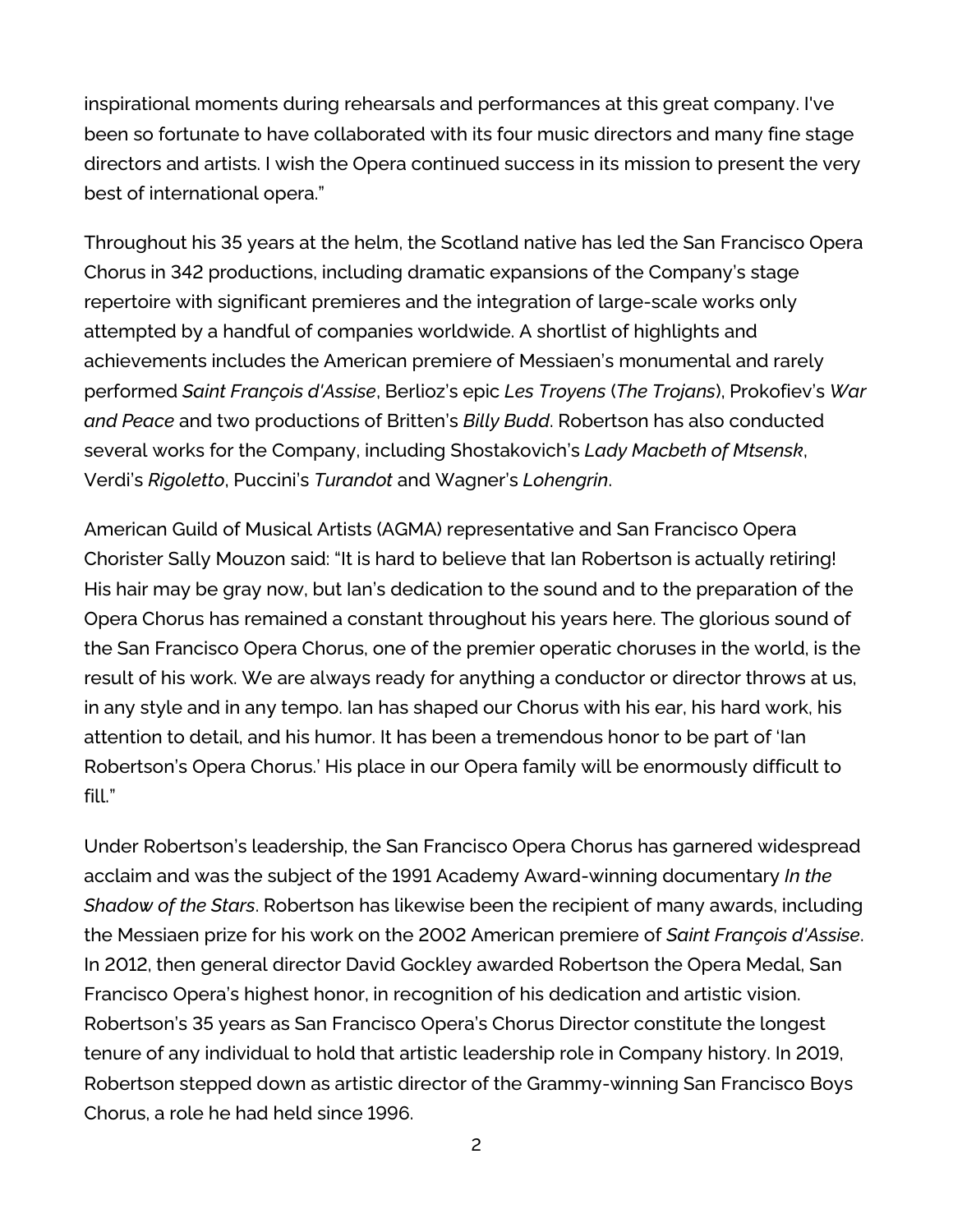inspirational moments during rehearsals and performances at this great company. I've been so fortunate to have collaborated with its four music directors and many fine stage directors and artists. I wish the Opera continued success in its mission to present the very best of international opera."

Throughout his 35 years at the helm, the Scotland native has led the San Francisco Opera Chorus in 342 productions, including dramatic expansions of the Company's stage repertoire with significant premieres and the integration of large-scale works only attempted by a handful of companies worldwide. A shortlist of highlights and achievements includes the American premiere of Messiaen's monumental and rarely performed *Saint François d'Assise*, Berlioz's epic *Les Troyens* (*The Trojans*), Prokofiev's *War and Peace* and two productions of Britten's *Billy Budd*. Robertson has also conducted several works for the Company, including Shostakovich's *Lady Macbeth of Mtsensk*, Verdi's *Rigoletto*, Puccini's *Turandot* and Wagner's *Lohengrin*.

American Guild of Musical Artists (AGMA) representative and San Francisco Opera Chorister Sally Mouzon said: "It is hard to believe that Ian Robertson is actually retiring! His hair may be gray now, but Ian's dedication to the sound and to the preparation of the Opera Chorus has remained a constant throughout his years here. The glorious sound of the San Francisco Opera Chorus, one of the premier operatic choruses in the world, is the result of his work. We are always ready for anything a conductor or director throws at us, in any style and in any tempo. Ian has shaped our Chorus with his ear, his hard work, his attention to detail, and his humor. It has been a tremendous honor to be part of 'Ian Robertson's Opera Chorus.' His place in our Opera family will be enormously difficult to fill."

Under Robertson's leadership, the San Francisco Opera Chorus has garnered widespread acclaim and was the subject of the 1991 Academy Award-winning documentary *In the Shadow of the Stars*. Robertson has likewise been the recipient of many awards, including the Messiaen prize for his work on the 2002 American premiere of *Saint François d'Assise*. In 2012, then general director David Gockley awarded Robertson the Opera Medal, San Francisco Opera's highest honor, in recognition of his dedication and artistic vision. Robertson's 35 years as San Francisco Opera's Chorus Director constitute the longest tenure of any individual to hold that artistic leadership role in Company history. In 2019, Robertson stepped down as artistic director of the Grammy-winning San Francisco Boys Chorus, a role he had held since 1996.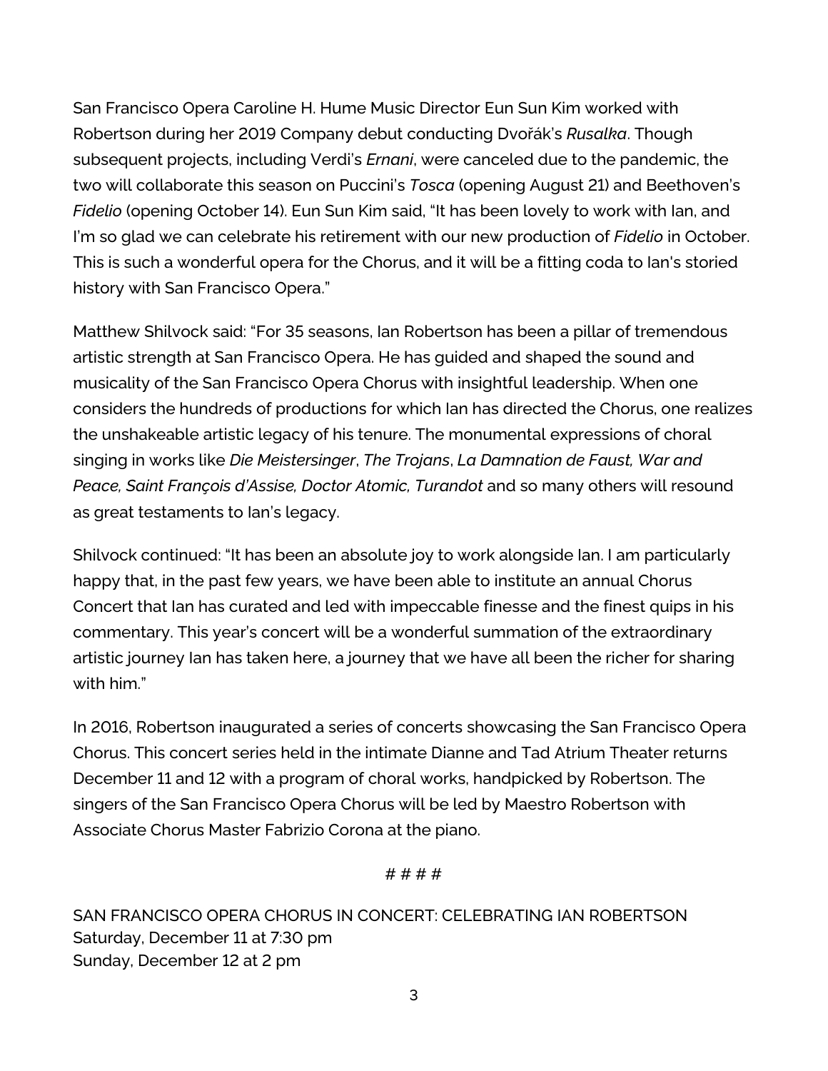San Francisco Opera Caroline H. Hume Music Director Eun Sun Kim worked with Robertson during her 2019 Company debut conducting Dvořák's *Rusalka*. Though subsequent projects, including Verdi's *Ernani*, were canceled due to the pandemic, the two will collaborate this season on Puccini's *Tosca* (opening August 21) and Beethoven's *Fidelio* (opening October 14). Eun Sun Kim said, "It has been lovely to work with Ian, and I'm so glad we can celebrate his retirement with our new production of *Fidelio* in October. This is such a wonderful opera for the Chorus, and it will be a fitting coda to Ian's storied history with San Francisco Opera."

Matthew Shilvock said: "For 35 seasons, Ian Robertson has been a pillar of tremendous artistic strength at San Francisco Opera. He has guided and shaped the sound and musicality of the San Francisco Opera Chorus with insightful leadership. When one considers the hundreds of productions for which Ian has directed the Chorus, one realizes the unshakeable artistic legacy of his tenure. The monumental expressions of choral singing in works like *Die Meistersinger*, *The Trojans*, *La Damnation de Faust, War and Peace, Saint François d'Assise, Doctor Atomic, Turandot* and so many others will resound as great testaments to Ian's legacy.

Shilvock continued: "It has been an absolute joy to work alongside Ian. I am particularly happy that, in the past few years, we have been able to institute an annual Chorus Concert that Ian has curated and led with impeccable finesse and the finest quips in his commentary. This year's concert will be a wonderful summation of the extraordinary artistic journey Ian has taken here, a journey that we have all been the richer for sharing with him."

In 2016, Robertson inaugurated a series of concerts showcasing the San Francisco Opera Chorus. This concert series held in the intimate Dianne and Tad Atrium Theater returns December 11 and 12 with a program of choral works, handpicked by Robertson. The singers of the San Francisco Opera Chorus will be led by Maestro Robertson with Associate Chorus Master Fabrizio Corona at the piano.

# # # #

SAN FRANCISCO OPERA CHORUS IN CONCERT: CELEBRATING IAN ROBERTSON
Saturday, December 11 at 7:30 pm
Sunday, December 12 at 2 pm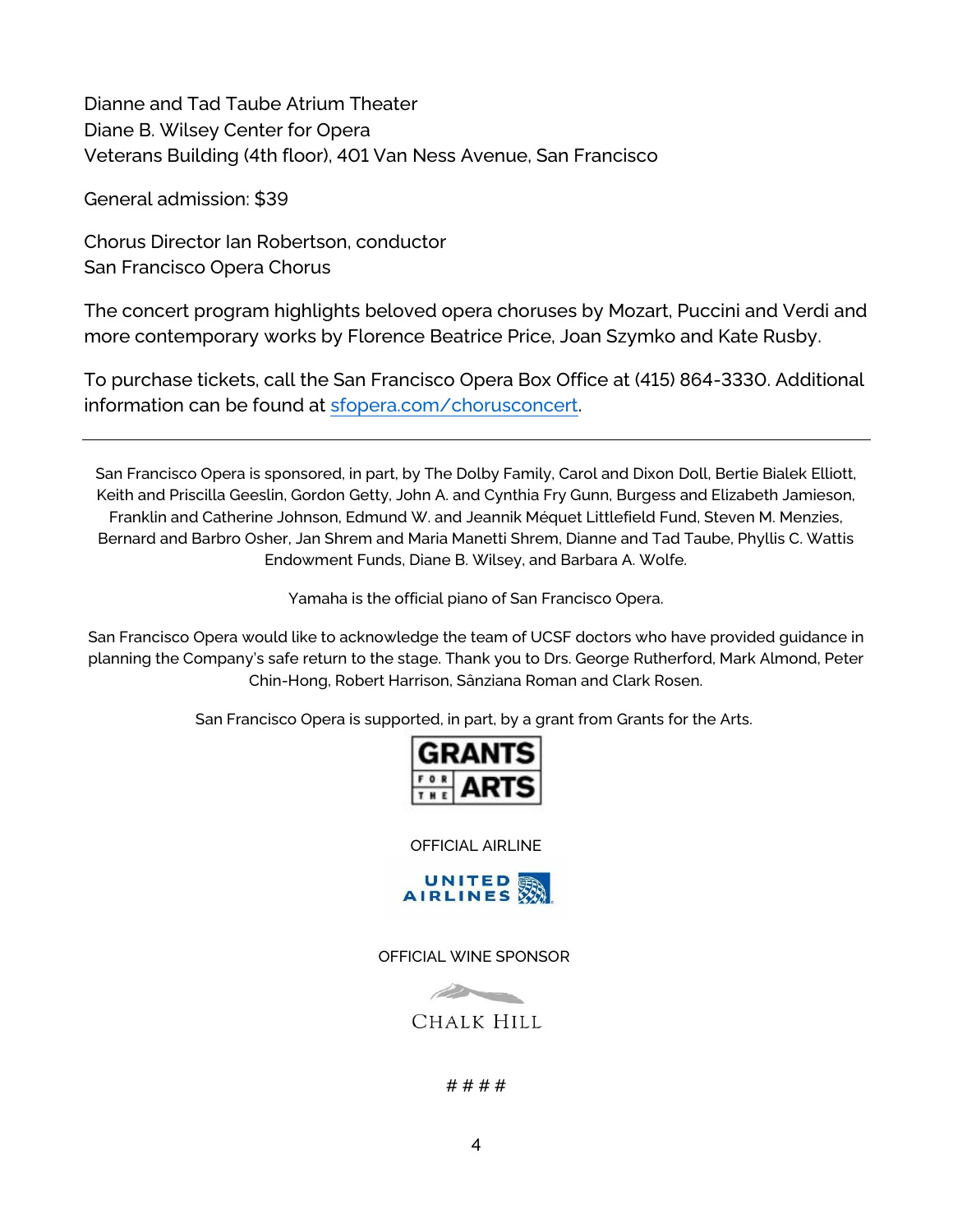Dianne and Tad Taube Atrium Theater
Diane B. Wilsey Center for Opera
Veterans Building (4th floor), 401 Van Ness Avenue, San Francisco

General admission: $39

Chorus Director Ian Robertson, conductor
San Francisco Opera Chorus

The concert program highlights beloved opera choruses by Mozart, Puccini and Verdi and more contemporary works by Florence Beatrice Price, Joan Szymko and Kate Rusby.

To purchase tickets, call the San Francisco Opera Box Office at (415) 864-3330. Additional information can be found at [sfopera.com/chorusconcert](sfopera.com/chorusconcert).

---

San Francisco Opera is sponsored, in part, by The Dolby Family, Carol and Dixon Doll, Bertie Bialek Elliott, Keith and Priscilla Geeslin, Gordon Getty, John A. and Cynthia Fry Gunn, Burgess and Elizabeth Jamieson, Franklin and Catherine Johnson, Edmund W. and Jeannik Méquet Littlefield Fund, Steven M. Menzies, Bernard and Barbro Osher, Jan Shrem and Maria Manetti Shrem, Dianne and Tad Taube, Phyllis C. Wattis Endowment Funds, Diane B. Wilsey, and Barbara A. Wolfe.

Yamaha is the official piano of San Francisco Opera.

San Francisco Opera would like to acknowledge the team of UCSF doctors who have provided guidance in planning the Company's safe return to the stage. Thank you to Drs. George Rutherford, Mark Almond, Peter Chin-Hong, Robert Harrison, Sânziana Roman and Clark Rosen.

San Francisco Opera is supported, in part, by a grant from Grants for the Arts.

GRANTS FOR THE ARTS

OFFICIAL AIRLINE

UNITED AIRLINES

OFFICIAL WINE SPONSOR

CHALK HILL

# # # #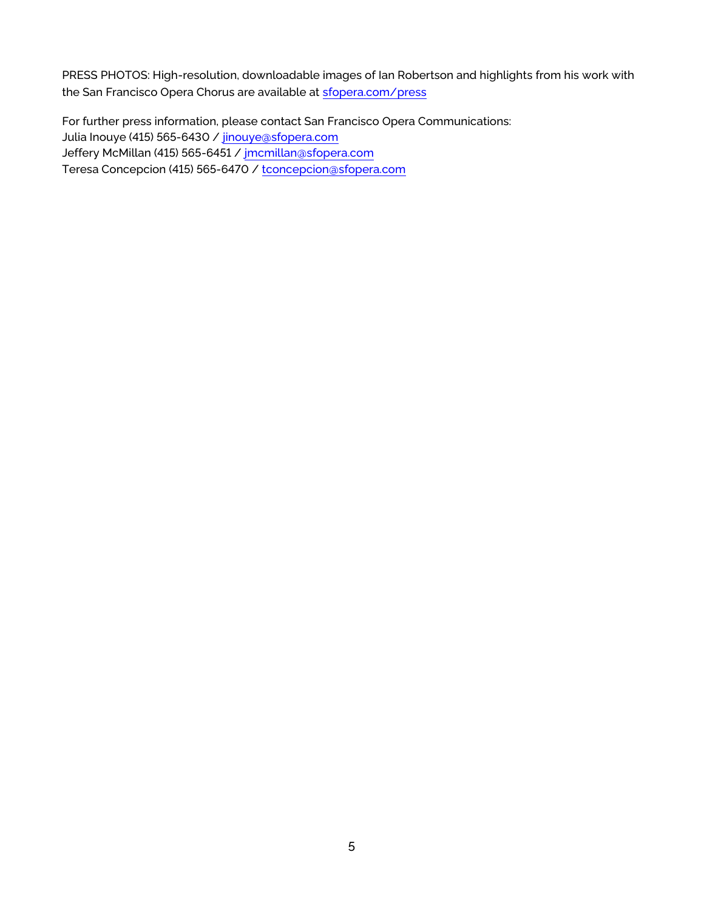PRESS PHOTOS: High-resolution, downloadable images of Ian Robertson and highlights from his work with the San Francisco Opera Chorus are available at sfopera.com/press

For further press information, please contact San Francisco Opera Communications:
Julia Inouye (415) 565-6430 / jinouye@sfopera.com
Jeffery McMillan (415) 565-6451 / jmcmillan@sfopera.com
Teresa Concepcion (415) 565-6470 / tconcepcion@sfopera.com